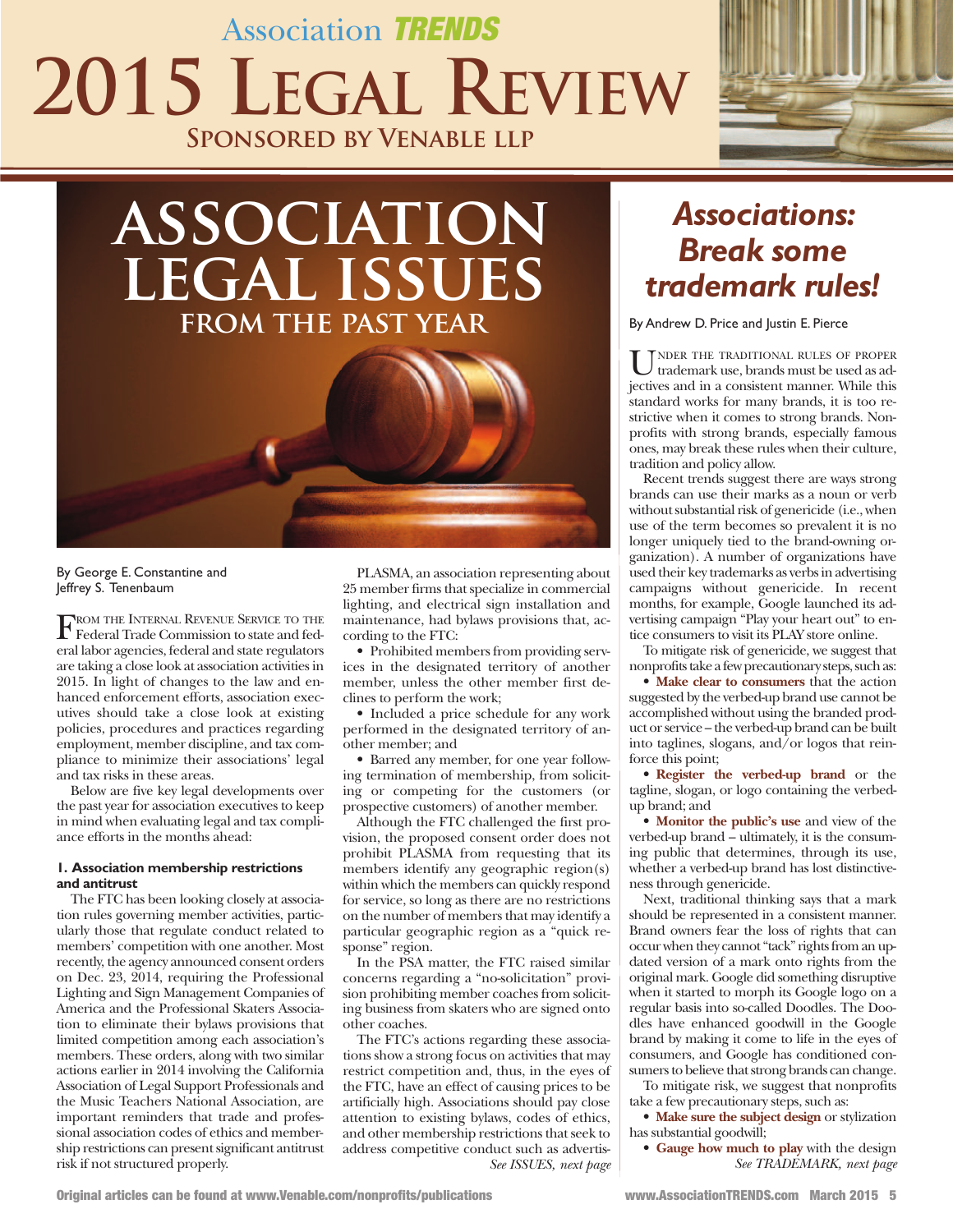# Association TRENDS 2015 Legal Review

**Sponsored by Venable LLP**

# Association Legal Issues from the Past Year

By George E. Constantine and Jeffrey S. Tenenbaum

From the Internal Revenue Service to the Federal Trade Commission to state and federal labor agencies, federal and state regulators are taking a close look at association activities in 2015. In light of changes to the law and enhanced enforcement efforts, association executives should take a close look at existing policies, procedures and practices regarding employment, member discipline, and tax compliance to minimize their associations' legal and tax risks in these areas.

Below are five key legal developments over the past year for association executives to keep in mind when evaluating legal and tax compliance efforts in the months ahead:

### 1. Association membership restrictions and antitrust

The FTC has been looking closely at association rules governing member activities, particularly those that regulate conduct related to members' competition with one another. Most recently, the agency announced consent orders on Dec. 23, 2014, requiring the Professional Lighting and Sign Management Companies of America and the Professional Skaters Association to eliminate their bylaws provisions that limited competition among each association's members. These orders, along with two similar actions earlier in 2014 involving the California Association of Legal Support Professionals and the Music Teachers National Association, are important reminders that trade and professional association codes of ethics and membership restrictions can present significant antitrust risk if not structured properly.

PLASMA, an association representing about 25 member firms that specialize in commercial lighting, and electrical sign installation and maintenance, had bylaws provisions that, according to the FTC:

- Prohibited members from providing services in the designated territory of another member, unless the other member first declines to perform the work;
- Included a price schedule for any work performed in the designated territory of another member; and
- Barred any member, for one year following termination of membership, from soliciting or competing for the customers (or prospective customers) of another member.

Although the FTC challenged the first provision, the proposed consent order does not prohibit PLASMA from requesting that its members identify any geographic region(s) within which the members can quickly respond for service, so long as there are no restrictions on the number of members that may identify a particular geographic region as a "quick response" region.

In the PSA matter, the FTC raised similar concerns regarding a "no-solicitation" provision prohibiting member coaches from soliciting business from skaters who are signed onto other coaches.

The FTC's actions regarding these associations show a strong focus on activities that may restrict competition and, thus, in the eyes of the FTC, have an effect of causing prices to be artificially high. Associations should pay close attention to existing bylaws, codes of ethics, and other membership restrictions that seek to address competitive conduct such as advertis-

*See ISSUES, next page*

# Associations: Break some trademark rules!

By Andrew D. Price and Justin E. Pierce

Under the traditional rules of proper trademark use, brands must be used as adjectives and in a consistent manner. While this standard works for many brands, it is too restrictive when it comes to strong brands. Nonprofits with strong brands, especially famous ones, may break these rules when their culture, tradition and policy allow.

Recent trends suggest there are ways strong brands can use their marks as a noun or verb without substantial risk of genericide (i.e., when use of the term becomes so prevalent it is no longer uniquely tied to the brand-owning organization). A number of organizations have used their key trademarks as verbs in advertising campaigns without genericide. In recent months, for example, Google launched its advertising campaign "Play your heart out" to entice consumers to visit its PLAY store online.

To mitigate risk of genericide, we suggest that nonprofits take a few precautionary steps, such as:

- **Make clear to consumers** that the action suggested by the verbed-up brand use cannot be accomplished without using the branded product or service – the verbed-up brand can be built into taglines, slogans, and/or logos that reinforce this point;
- **Register the verbed-up brand** or the tagline, slogan, or logo containing the verbed-up brand; and
- **Monitor the public's use** and view of the verbed-up brand – ultimately, it is the consuming public that determines, through its use, whether a verbed-up brand has lost distinctiveness through genericide.

Next, traditional thinking says that a mark should be represented in a consistent manner. Brand owners fear the loss of rights that can occur when they cannot "tack" rights from an updated version of a mark onto rights from the original mark. Google did something disruptive when it started to morph its Google logo on a regular basis into so-called Doodles. The Doodles have enhanced goodwill in the Google brand by making it come to life in the eyes of consumers, and Google has conditioned consumers to believe that strong brands can change.

To mitigate risk, we suggest that nonprofits take a few precautionary steps, such as:

- **Make sure the subject design** or stylization has substantial goodwill;
- **Gauge how much to play** with the design

*See TRADEMARK, next page*

Original articles can be found at www.Venable.com/nonprofits/publications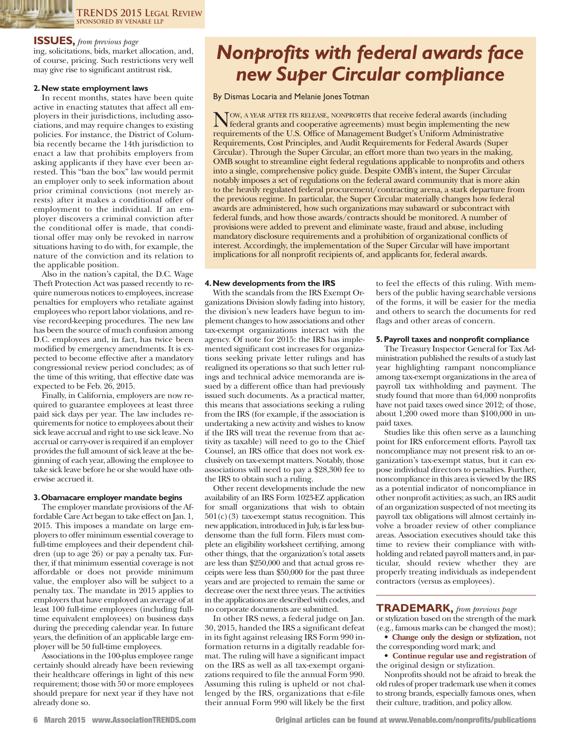## ISSUES, *from previous page*

ing, solicitations, bids, market allocation, and, of course, pricing. Such restrictions very well may give rise to significant antitrust risk.

### 2. New state employment laws

In recent months, states have been quite active in enacting statutes that affect all employers in their jurisdictions, including associations, and may require changes to existing policies. For instance, the District of Columbia recently became the 14th jurisdiction to enact a law that prohibits employers from asking applicants if they have ever been arrested. This "ban the box" law would permit an employer only to seek information about prior criminal convictions (not merely arrests) after it makes a conditional offer of employment to the individual. If an employer discovers a criminal conviction after the conditional offer is made, that conditional offer may only be revoked in narrow situations having to do with, for example, the nature of the conviction and its relation to the applicable position.

Also in the nation's capital, the D.C. Wage Theft Protection Act was passed recently to require numerous notices to employees, increase penalties for employers who retaliate against employees who report labor violations, and revise record-keeping procedures. The new law has been the source of much confusion among D.C. employees and, in fact, has twice been modified by emergency amendments. It is expected to become effective after a mandatory congressional review period concludes; as of the time of this writing, that effective date was expected to be Feb. 26, 2015.

Finally, in California, employers are now required to guarantee employees at least three paid sick days per year. The law includes requirements for notice to employees about their sick leave accrual and right to use sick leave. No accrual or carry-over is required if an employer provides the full amount of sick leave at the beginning of each year, allowing the employee to take sick leave before he or she would have otherwise accrued it.

### 3. Obamacare employer mandate begins

The employer mandate provisions of the Affordable Care Act began to take effect on Jan. 1, 2015. This imposes a mandate on large employers to offer minimum essential coverage to full-time employees and their dependent children (up to age 26) or pay a penalty tax. Further, if that minimum essential coverage is not affordable or does not provide minimum value, the employer also will be subject to a penalty tax. The mandate in 2015 applies to employers that have employed an average of at least 100 full-time employees (including full-time equivalent employees) on business days during the preceding calendar year. In future years, the definition of an applicable large employer will be 50 full-time employees.

Associations in the 100-plus employee range certainly should already have been reviewing their healthcare offerings in light of this new requirement; those with 50 or more employees should prepare for next year if they have not already done so.

# Nonprofits with federal awards face new Super Circular compliance

By Dismas Locaria and Melanie Jones Totman

Now, a year after its release, nonprofits that receive federal awards (including federal grants and cooperative agreements) must begin implementing the new requirements of the U.S. Office of Management Budget's Uniform Administrative Requirements, Cost Principles, and Audit Requirements for Federal Awards (Super Circular). Through the Super Circular, an effort more than two years in the making, OMB sought to streamline eight federal regulations applicable to nonprofits and others into a single, comprehensive policy guide. Despite OMB's intent, the Super Circular notably imposes a set of regulations on the federal award community that is more akin to the heavily regulated federal procurement/contracting arena, a stark departure from the previous regime. In particular, the Super Circular materially changes how federal awards are administered, how such organizations may subaward or subcontract with federal funds, and how those awards/contracts should be monitored. A number of provisions were added to prevent and eliminate waste, fraud and abuse, including mandatory disclosure requirements and a prohibition of organizational conflicts of interest. Accordingly, the implementation of the Super Circular will have important implications for all nonprofit recipients of, and applicants for, federal awards.

### 4. New developments from the IRS

With the scandals from the IRS Exempt Organizations Division slowly fading into history, the division's new leaders have begun to implement changes to how associations and other tax-exempt organizations interact with the agency. Of note for 2015: the IRS has implemented significant cost increases for organizations seeking private letter rulings and has realigned its operations so that such letter rulings and technical advice memoranda are issued by a different office than had previously issued such documents. As a practical matter, this means that associations seeking a ruling from the IRS (for example, if the association is undertaking a new activity and wishes to know if the IRS will treat the revenue from that activity as taxable) will need to go to the Chief Counsel, an IRS office that does not work exclusively on tax-exempt matters. Notably, those associations will need to pay a $28,300 fee to the IRS to obtain such a ruling.

Other recent developments include the new availability of an IRS Form 1023-EZ application for small organizations that wish to obtain 501(c)(3) tax-exempt status recognition. This new application, introduced in July, is far less burdensome than the full form. Filers must complete an eligibility worksheet certifying, among other things, that the organization's total assets are less than $250,000 and that actual gross receipts were less than $50,000 for the past three years and are projected to remain the same or decrease over the next three years. The activities in the applications are described with codes, and no corporate documents are submitted.

In other IRS news, a federal judge on Jan. 30, 2015, handed the IRS a significant defeat in its fight against releasing IRS Form 990 information returns in a digitally readable format. The ruling will have a significant impact on the IRS as well as all tax-exempt organizations required to file the annual Form 990. Assuming this ruling is upheld or not challenged by the IRS, organizations that e-file their annual Form 990 will likely be the first to feel the effects of this ruling. With members of the public having searchable versions of the forms, it will be easier for the media and others to search the documents for red flags and other areas of concern.

### 5. Payroll taxes and nonprofit compliance

The Treasury Inspector General for Tax Administration published the results of a study last year highlighting rampant noncompliance among tax-exempt organizations in the area of payroll tax withholding and payment. The study found that more than 64,000 nonprofits have not paid taxes owed since 2012; of those, about 1,200 owed more than $100,000 in unpaid taxes.

Studies like this often serve as a launching point for IRS enforcement efforts. Payroll tax noncompliance may not present risk to an organization's tax-exempt status, but it can expose individual directors to penalties. Further, noncompliance in this area is viewed by the IRS as a potential indicator of noncompliance in other nonprofit activities; as such, an IRS audit of an organization suspected of not meeting its payroll tax obligations will almost certainly involve a broader review of other compliance areas. Association executives should take this time to review their compliance with withholding and related payroll matters and, in particular, should review whether they are properly treating individuals as independent contractors (versus as employees).

## TRADEMARK, *from previous page*

or stylization based on the strength of the mark (e.g., famous marks can be changed the most);

- **Change only the design or stylization,** not the corresponding word mark; and
- **Continue regular use and registration** of the original design or stylization.

Nonprofits should not be afraid to break the old rules of proper trademark use when it comes to strong brands, especially famous ones, when their culture, tradition, and policy allow.

Original articles can be found at www.Venable.com/nonprofits/publications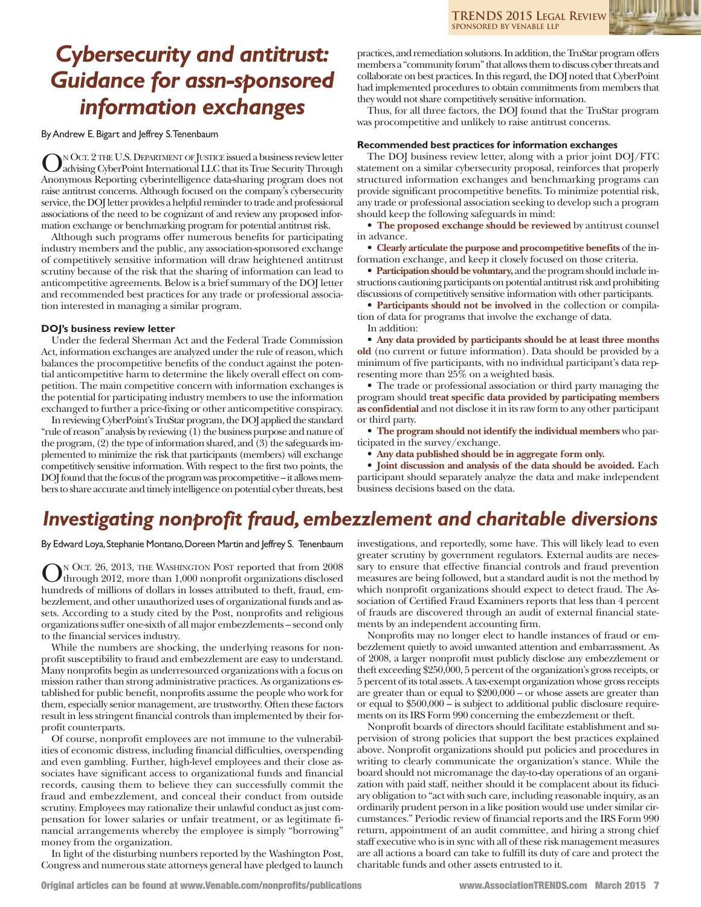# Cybersecurity and antitrust: Guidance for assn-sponsored information exchanges

By Andrew E. Bigart and Jeffrey S. Tenenbaum

On Oct. 2 the U.S. Department of Justice issued a business review letter advising CyberPoint International LLC that its True Security Through Anonymous Reporting cyberintelligence data-sharing program does not raise antitrust concerns. Although focused on the company's cybersecurity service, the DOJ letter provides a helpful reminder to trade and professional associations of the need to be cognizant of and review any proposed information exchange or benchmarking program for potential antitrust risk.

Although such programs offer numerous benefits for participating industry members and the public, any association-sponsored exchange of competitively sensitive information will draw heightened antitrust scrutiny because of the risk that the sharing of information can lead to anticompetitive agreements. Below is a brief summary of the DOJ letter and recommended best practices for any trade or professional association interested in managing a similar program.

### DOJ's business review letter

Under the federal Sherman Act and the Federal Trade Commission Act, information exchanges are analyzed under the rule of reason, which balances the procompetitive benefits of the conduct against the potential anticompetitive harm to determine the likely overall effect on competition. The main competitive concern with information exchanges is the potential for participating industry members to use the information exchanged to further a price-fixing or other anticompetitive conspiracy.

In reviewing CyberPoint's TruStar program, the DOJ applied the standard "rule of reason" analysis by reviewing (1) the business purpose and nature of the program, (2) the type of information shared, and (3) the safeguards implemented to minimize the risk that participants (members) will exchange competitively sensitive information. With respect to the first two points, the DOJ found that the focus of the program was procompetitive – it allows members to share accurate and timely intelligence on potential cyber threats, best practices, and remediation solutions. In addition, the TruStar program offers members a "community forum" that allows them to discuss cyber threats and collaborate on best practices. In this regard, the DOJ noted that CyberPoint had implemented procedures to obtain commitments from members that they would not share competitively sensitive information.

Thus, for all three factors, the DOJ found that the TruStar program was procompetitive and unlikely to raise antitrust concerns.

### Recommended best practices for information exchanges

The DOJ business review letter, along with a prior joint DOJ/FTC statement on a similar cybersecurity proposal, reinforces that properly structured information exchanges and benchmarking programs can provide significant procompetitive benefits. To minimize potential risk, any trade or professional association seeking to develop such a program should keep the following safeguards in mind:

- **The proposed exchange should be reviewed** by antitrust counsel in advance.
- **Clearly articulate the purpose and procompetitive benefits** of the information exchange, and keep it closely focused on those criteria.
- **Participation should be voluntary,** and the program should include instructions cautioning participants on potential antitrust risk and prohibiting discussions of competitively sensitive information with other participants.
- **Participants should not be involved** in the collection or compilation of data for programs that involve the exchange of data.

In addition:

- **Any data provided by participants should be at least three months old** (no current or future information). Data should be provided by a minimum of five participants, with no individual participant's data representing more than 25% on a weighted basis.
- The trade or professional association or third party managing the program should **treat specific data provided by participating members as confidential** and not disclose it in its raw form to any other participant or third party.
- **The program should not identify the individual members** who participated in the survey/exchange.
- **Any data published should be in aggregate form only.**
- **Joint discussion and analysis of the data should be avoided.** Each participant should separately analyze the data and make independent business decisions based on the data.

# Investigating nonprofit fraud, embezzlement and charitable diversions

By Edward Loya, Stephanie Montano, Doreen Martin and Jeffrey S. Tenenbaum

On Oct. 26, 2013, the Washington Post reported that from 2008 through 2012, more than 1,000 nonprofit organizations disclosed hundreds of millions of dollars in losses attributed to theft, fraud, embezzlement, and other unauthorized uses of organizational funds and assets. According to a study cited by the Post, nonprofits and religious organizations suffer one-sixth of all major embezzlements – second only to the financial services industry.

While the numbers are shocking, the underlying reasons for nonprofit susceptibility to fraud and embezzlement are easy to understand. Many nonprofits begin as underresourced organizations with a focus on mission rather than strong administrative practices. As organizations established for public benefit, nonprofits assume the people who work for them, especially senior management, are trustworthy. Often these factors result in less stringent financial controls than implemented by their for-profit counterparts.

Of course, nonprofit employees are not immune to the vulnerabilities of economic distress, including financial difficulties, overspending and even gambling. Further, high-level employees and their close associates have significant access to organizational funds and financial records, causing them to believe they can successfully commit the fraud and embezzlement, and conceal their conduct from outside scrutiny. Employees may rationalize their unlawful conduct as just compensation for lower salaries or unfair treatment, or as legitimate financial arrangements whereby the employee is simply "borrowing" money from the organization.

In light of the disturbing numbers reported by the Washington Post, Congress and numerous state attorneys general have pledged to launch investigations, and reportedly, some have. This will likely lead to even greater scrutiny by government regulators. External audits are necessary to ensure that effective financial controls and fraud prevention measures are being followed, but a standard audit is not the method by which nonprofit organizations should expect to detect fraud. The Association of Certified Fraud Examiners reports that less than 4 percent of frauds are discovered through an audit of external financial statements by an independent accounting firm.

Nonprofits may no longer elect to handle instances of fraud or embezzlement quietly to avoid unwanted attention and embarrassment. As of 2008, a larger nonprofit must publicly disclose any embezzlement or theft exceeding $250,000, 5 percent of the organization's gross receipts, or 5 percent of its total assets. A tax-exempt organization whose gross receipts are greater than or equal to $200,000 – or whose assets are greater than or equal to $500,000 – is subject to additional public disclosure requirements on its IRS Form 990 concerning the embezzlement or theft.

Nonprofit boards of directors should facilitate establishment and supervision of strong policies that support the best practices explained above. Nonprofit organizations should put policies and procedures in writing to clearly communicate the organization's stance. While the board should not micromanage the day-to-day operations of an organization with paid staff, neither should it be complacent about its fiduciary obligation to "act with such care, including reasonable inquiry, as an ordinarily prudent person in a like position would use under similar circumstances." Periodic review of financial reports and the IRS Form 990 return, appointment of an audit committee, and hiring a strong chief staff executive who is in sync with all of these risk management measures are all actions a board can take to fulfill its duty of care and protect the charitable funds and other assets entrusted to it.

Original articles can be found at www.Venable.com/nonprofits/publications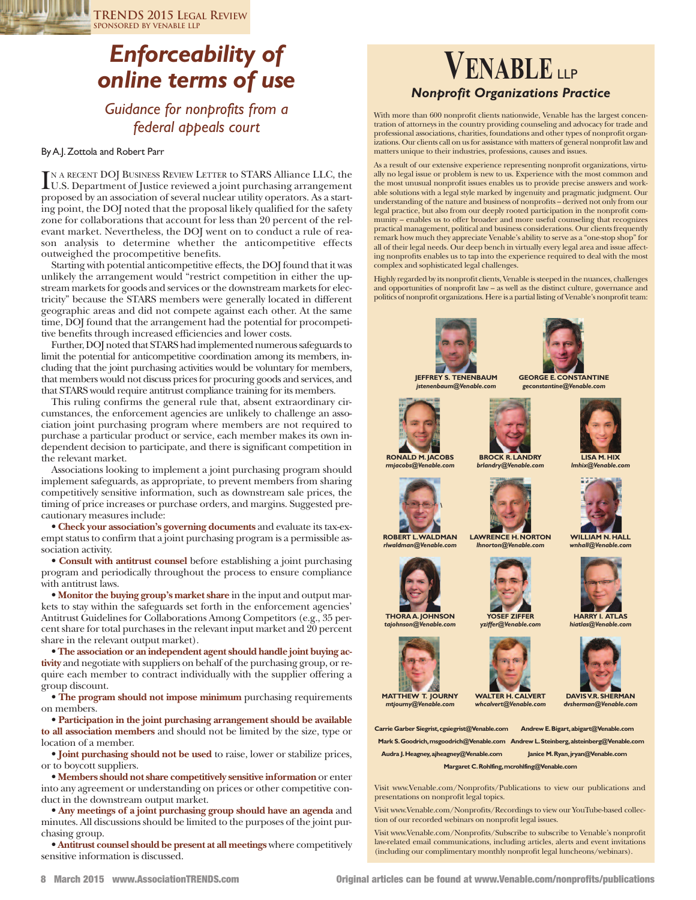# Enforceability of online terms of use

*Guidance for nonprofits from a federal appeals court*

By A.J. Zottola and Robert Parr

In a recent DOJ Business Review Letter to STARS Alliance LLC, the U.S. Department of Justice reviewed a joint purchasing arrangement proposed by an association of several nuclear utility operators. As a starting point, the DOJ noted that the proposal likely qualified for the safety zone for collaborations that account for less than 20 percent of the relevant market. Nevertheless, the DOJ went on to conduct a rule of reason analysis to determine whether the anticompetitive effects outweighed the procompetitive benefits.

Starting with potential anticompetitive effects, the DOJ found that it was unlikely the arrangement would "restrict competition in either the upstream markets for goods and services or the downstream markets for electricity" because the STARS members were generally located in different geographic areas and did not compete against each other. At the same time, DOJ found that the arrangement had the potential for procompetitive benefits through increased efficiencies and lower costs.

Further, DOJ noted that STARS had implemented numerous safeguards to limit the potential for anticompetitive coordination among its members, including that the joint purchasing activities would be voluntary for members, that members would not discuss prices for procuring goods and services, and that STARS would require antitrust compliance training for its members.

This ruling confirms the general rule that, absent extraordinary circumstances, the enforcement agencies are unlikely to challenge an association joint purchasing program where members are not required to purchase a particular product or service, each member makes its own independent decision to participate, and there is significant competition in the relevant market.

Associations looking to implement a joint purchasing program should implement safeguards, as appropriate, to prevent members from sharing competitively sensitive information, such as downstream sale prices, the timing of price increases or purchase orders, and margins. Suggested precautionary measures include:

- **Check your association's governing documents** and evaluate its tax-exempt status to confirm that a joint purchasing program is a permissible association activity.
- **Consult with antitrust counsel** before establishing a joint purchasing program and periodically throughout the process to ensure compliance with antitrust laws.
- **Monitor the buying group's market share** in the input and output markets to stay within the safeguards set forth in the enforcement agencies' Antitrust Guidelines for Collaborations Among Competitors (e.g., 35 percent share for total purchases in the relevant input market and 20 percent share in the relevant output market).
- **The association or an independent agent should handle joint buying activity** and negotiate with suppliers on behalf of the purchasing group, or require each member to contract individually with the supplier offering a group discount.
- **The program should not impose minimum** purchasing requirements on members.
- **Participation in the joint purchasing arrangement should be available to all association members** and should not be limited by the size, type or location of a member.
- **Joint purchasing should not be used** to raise, lower or stabilize prices, or to boycott suppliers.
- **Members should not share competitively sensitive information** or enter into any agreement or understanding on prices or other competitive conduct in the downstream output market.
- **Any meetings of a joint purchasing group should have an agenda** and minutes. All discussions should be limited to the purposes of the joint purchasing group.
- **Antitrust counsel should be present at all meetings** where competitively sensitive information is discussed.

---

# VENABLE LLP

## *Nonprofit Organizations Practice*

With more than 600 nonprofit clients nationwide, Venable has the largest concentration of attorneys in the country providing counseling and advocacy for trade and professional associations, charities, foundations and other types of nonprofit organizations. Our clients call on us for assistance with matters of general nonprofit law and matters unique to their industries, professions, causes and issues.

As a result of our extensive experience representing nonprofit organizations, virtually no legal issue or problem is new to us. Experience with the most common and the most unusual nonprofit issues enables us to provide precise answers and workable solutions with a legal style marked by ingenuity and pragmatic judgment. Our understanding of the nature and business of nonprofits – derived not only from our legal practice, but also from our deeply rooted participation in the nonprofit community – enables us to offer broader and more useful counseling that recognizes practical management, political and business considerations. Our clients frequently remark how much they appreciate Venable's ability to serve as a "one-stop shop" for all of their legal needs. Our deep bench in virtually every legal area and issue affecting nonprofits enables us to tap into the experience required to deal with the most complex and sophisticated legal challenges.

Highly regarded by its nonprofit clients, Venable is steeped in the nuances, challenges and opportunities of nonprofit law – as well as the distinct culture, governance and politics of nonprofit organizations. Here is a partial listing of Venable's nonprofit team:

**JEFFREY S. TENENBAUM**
*jstenenbaum@Venable.com*

**GEORGE E. CONSTANTINE**
*geconstantine@Venable.com*

**RONALD M. JACOBS**
*rmjacobs@Venable.com*

**BROCK R. LANDRY**
*brlandry@Venable.com*

**LISA M. HIX**
*lmhix@Venable.com*

**ROBERT L. WALDMAN**
*rlwaldman@Venable.com*

**LAWRENCE H. NORTON**
*lhnorton@Venable.com*

**WILLIAM N. HALL**
*wnhall@Venable.com*

**THORA A. JOHNSON**
*tajohnson@Venable.com*

**YOSEF ZIFFER**
*yziffer@Venable.com*

**HARRY I. ATLAS**
*hiatlas@Venable.com*

**MATTHEW T. JOURNY**
*mtjourny@Venable.com*

**WALTER H. CALVERT**
*whcalvert@Venable.com*

**DAVIS V.R. SHERMAN**
*dvsherman@Venable.com*

**Carrie Garber Siegrist, cgsiegrist@Venable.com** **Andrew E. Bigart, abigart@Venable.com**
**Mark S. Goodrich, msgoodrich@Venable.com** **Andrew L. Steinberg, alsteinberg@Venable.com**
**Audra J. Heagney, ajheagney@Venable.com** **Janice M. Ryan, jryan@Venable.com**
**Margaret C. Rohlfing, mcrohlfing@Venable.com**

Visit www.Venable.com/Nonprofits/Publications to view our publications and presentations on nonprofit legal topics.

Visit www.Venable.com/Nonprofits/Recordings to view our YouTube-based collection of our recorded webinars on nonprofit legal issues.

Visit www.Venable.com/Nonprofits/Subscribe to subscribe to Venable's nonprofit law-related email communications, including articles, alerts and event invitations (including our complimentary monthly nonprofit legal luncheons/webinars).

Original articles can be found at www.Venable.com/nonprofits/publications